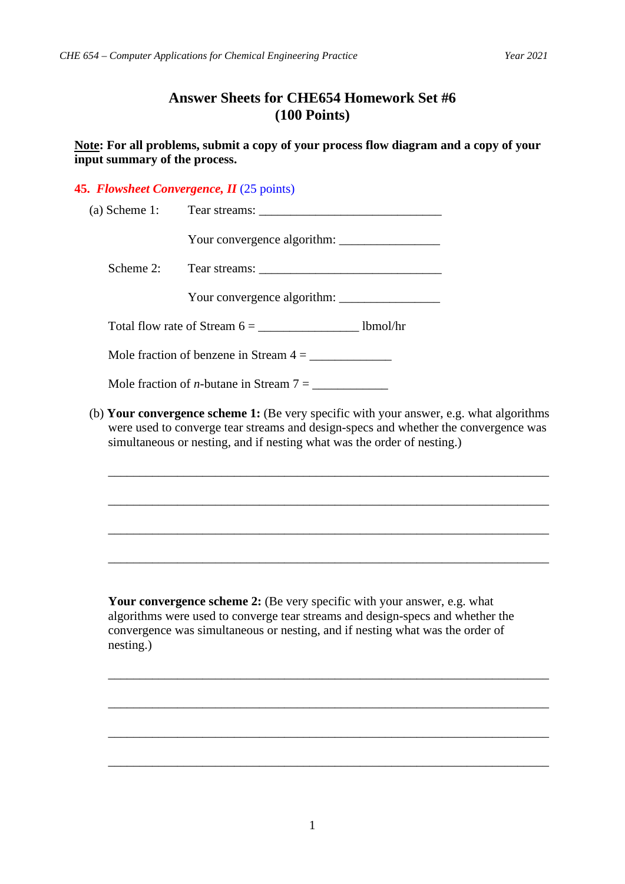# Answer Sheets for CHE654 Homework Set #6
## (100 Points)

**Note: For all problems, submit a copy of your process flow diagram and a copy of your input summary of the process.**

### 45. *Flowsheet Convergence, II* (25 points)

(a) Scheme 1: Tear streams: ______________________________

Your convergence algorithm: ________________

Scheme 2: Tear streams: ______________________________

Your convergence algorithm: ________________

Total flow rate of Stream 6 = ________________ lbmol/hr

Mole fraction of benzene in Stream 4 = _____________

Mole fraction of *n*-butane in Stream 7 = ____________

(b) **Your convergence scheme 1:** (Be very specific with your answer, e.g. what algorithms were used to converge tear streams and design-specs and whether the convergence was simultaneous or nesting, and if nesting what was the order of nesting.)

___________________________________________________________________

___________________________________________________________________

___________________________________________________________________

___________________________________________________________________

**Your convergence scheme 2:** (Be very specific with your answer, e.g. what algorithms were used to converge tear streams and design-specs and whether the convergence was simultaneous or nesting, and if nesting what was the order of nesting.)

___________________________________________________________________

___________________________________________________________________

___________________________________________________________________

___________________________________________________________________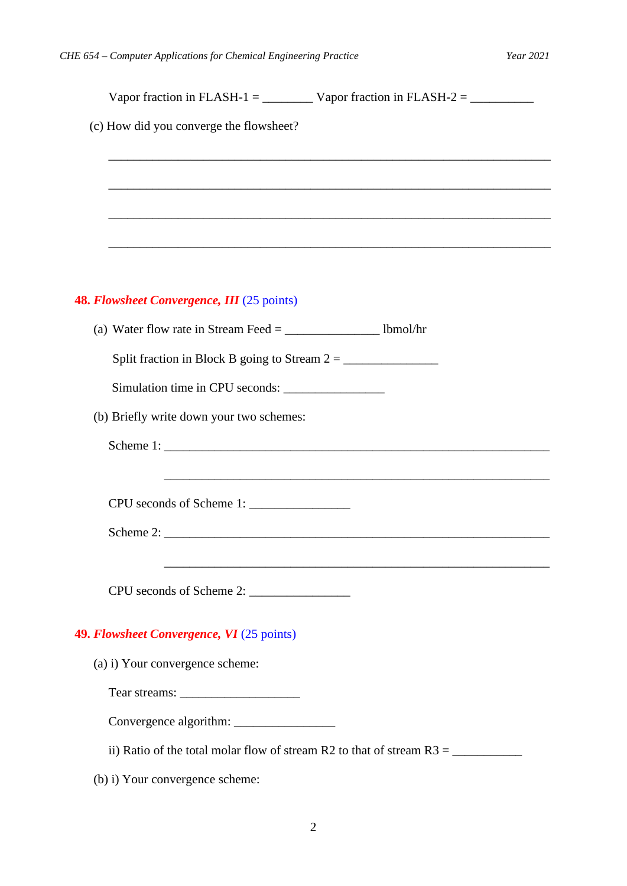Vapor fraction in FLASH-1 = ________ Vapor fraction in FLASH-2 = __________

(c) How did you converge the flowsheet?

___________________________________________________________________________

___________________________________________________________________________

___________________________________________________________________________

___________________________________________________________________________

**48. *Flowsheet Convergence, III*** (25 points)

(a) Water flow rate in Stream Feed = _______________ lbmol/hr

Split fraction in Block B going to Stream 2 = _______________

Simulation time in CPU seconds: ________________

(b) Briefly write down your two schemes:

Scheme 1: _________________________________________________________________

_________________________________________________________________

CPU seconds of Scheme 1: ________________

Scheme 2: _________________________________________________________________

_________________________________________________________________

CPU seconds of Scheme 2: ________________

**49. *Flowsheet Convergence, VI*** (25 points)

(a) i) Your convergence scheme:

Tear streams: ___________________

Convergence algorithm: ________________

ii) Ratio of the total molar flow of stream R2 to that of stream R3 = ___________

(b) i) Your convergence scheme: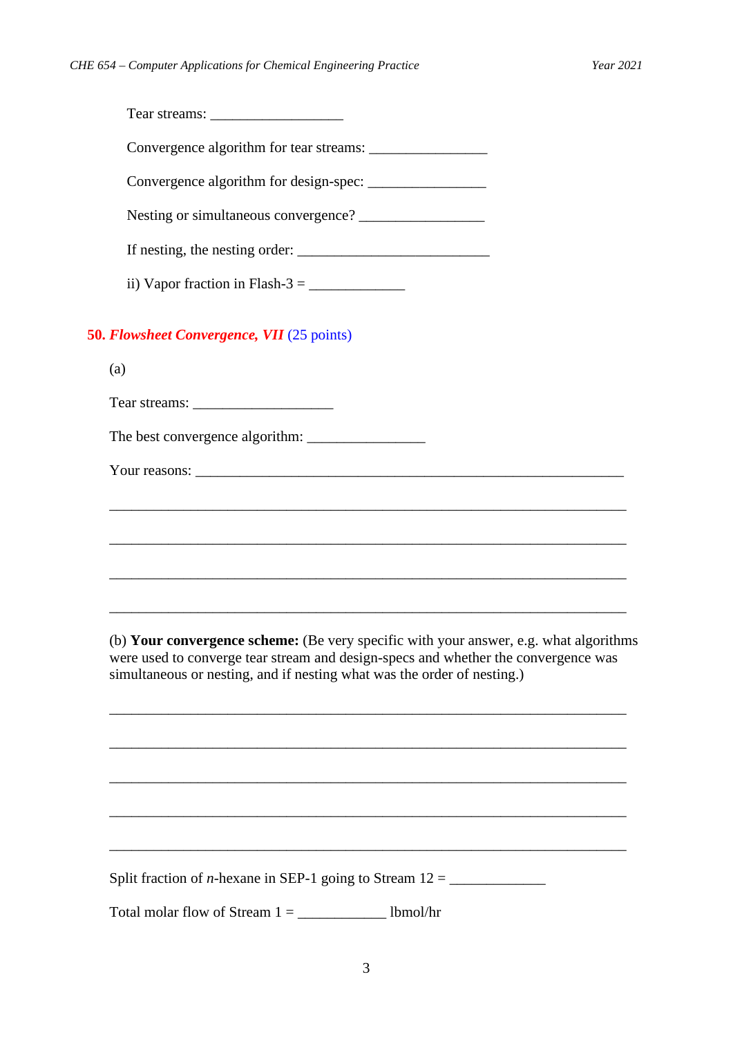Tear streams: ___________________

Convergence algorithm for tear streams: ________________

Convergence algorithm for design-spec: ________________

Nesting or simultaneous convergence? _________________

If nesting, the nesting order: __________________________

ii) Vapor fraction in Flash-3 = _____________

## 50. *Flowsheet Convergence, VII* (25 points)

(a)

Tear streams: ___________________

The best convergence algorithm: ________________

Your reasons: __________________________________________________________

______________________________________________________________________

______________________________________________________________________

______________________________________________________________________

______________________________________________________________________

(b) **Your convergence scheme:** (Be very specific with your answer, e.g. what algorithms were used to converge tear stream and design-specs and whether the convergence was simultaneous or nesting, and if nesting what was the order of nesting.)

______________________________________________________________________

______________________________________________________________________

______________________________________________________________________

______________________________________________________________________

______________________________________________________________________

Split fraction of *n*-hexane in SEP-1 going to Stream 12 = _____________

Total molar flow of Stream 1 = ____________ lbmol/hr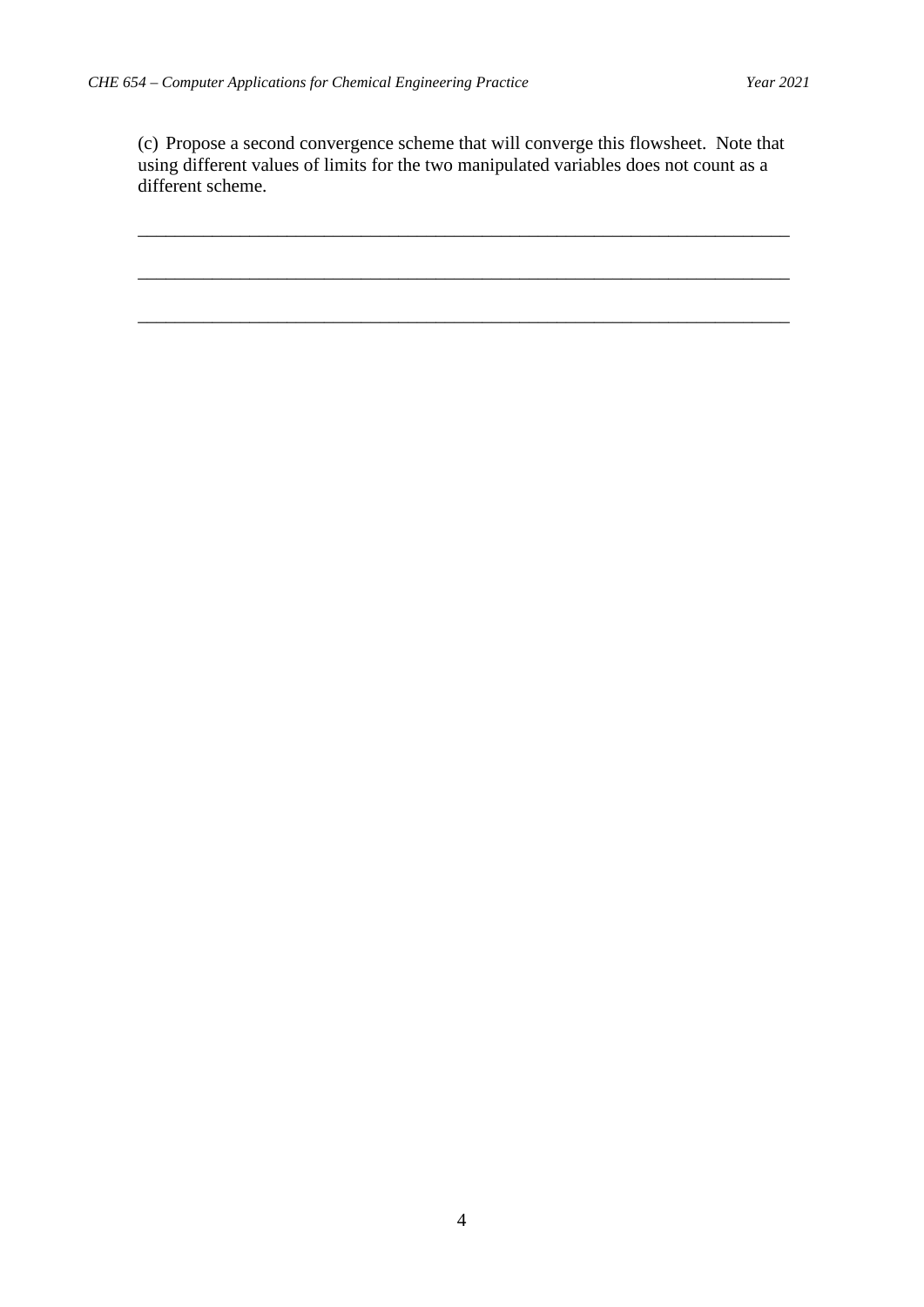(c) Propose a second convergence scheme that will converge this flowsheet. Note that using different values of limits for the two manipulated variables does not count as a different scheme.

___________________________________________________________________________

___________________________________________________________________________

___________________________________________________________________________